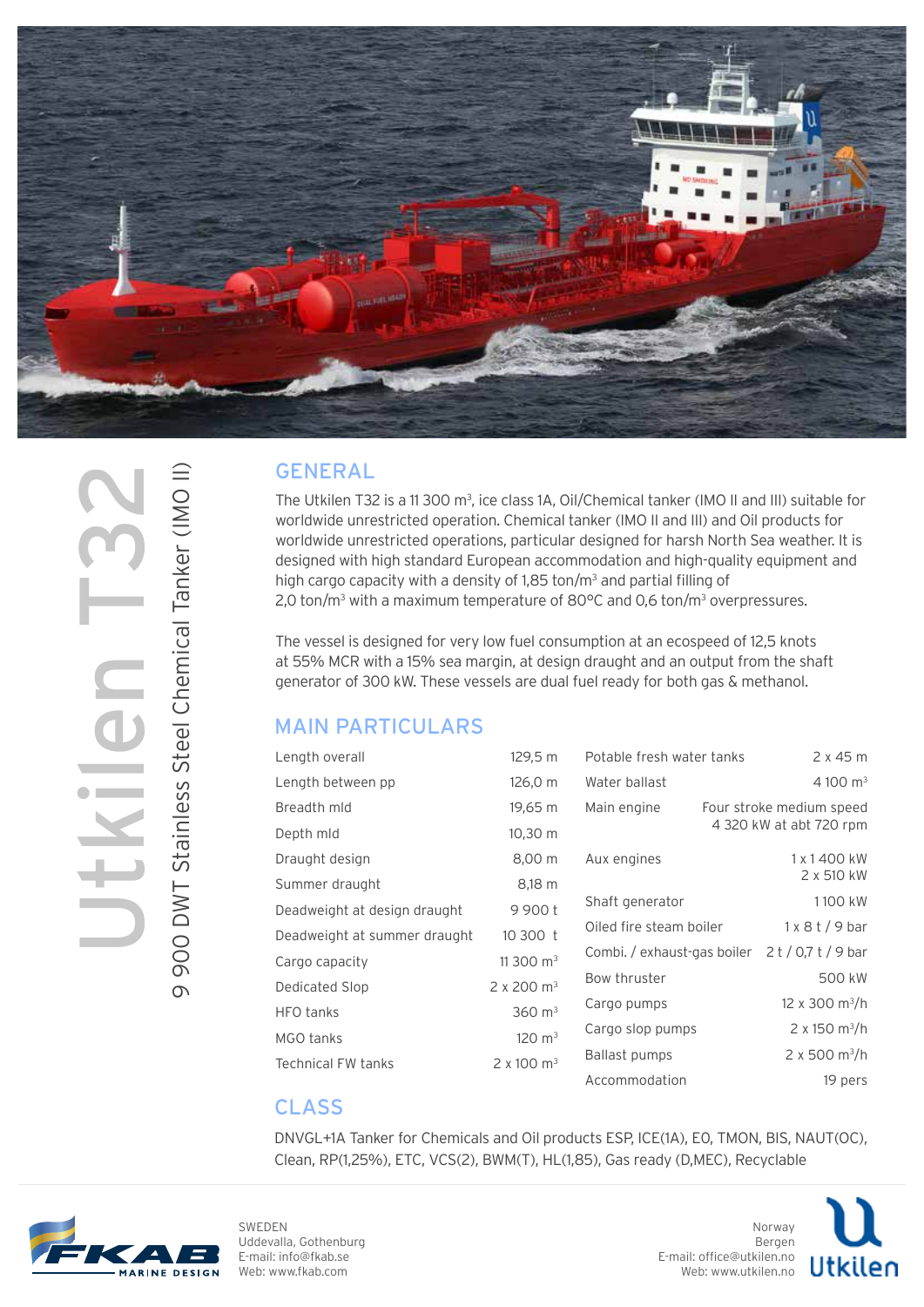# Utkilen T32

## 9 900 DWT Stainless Steel Chemical Tanker (IMO II)

## GENERAL

The Utkilen T32 is a 11 300 m³, ice class 1A, Oil/Chemical tanker (IMO II and III) suitable for worldwide unrestricted operation. Chemical tanker (IMO II and III) and Oil products for worldwide unrestricted operations, particular designed for harsh North Sea weather. It is designed with high standard European accommodation and high-quality equipment and high cargo capacity with a density of 1,85 ton/m³ and partial filling of 2,0 ton/m³ with a maximum temperature of 80°C and 0,6 ton/m³ overpressures.

The vessel is designed for very low fuel consumption at an ecospeed of 12,5 knots at 55% MCR with a 15% sea margin, at design draught and an output from the shaft generator of 300 kW. These vessels are dual fuel ready for both gas & methanol.

## MAIN PARTICULARS

| | |
|---|---|
| Length overall | 129,5 m |
| Length between pp | 126,0 m |
| Breadth mld | 19,65 m |
| Depth mld | 10,30 m |
| Draught design | 8,00 m |
| Summer draught | 8,18 m |
| Deadweight at design draught | 9 900 t |
| Deadweight at summer draught | 10 300 t |
| Cargo capacity | 11 300 m³ |
| Dedicated Slop | 2 x 200 m³ |
| HFO tanks | 360 m³ |
| MGO tanks | 120 m³ |
| Technical FW tanks | 2 x 100 m³ |
| Potable fresh water tanks | 2 x 45 m |
| Water ballast | 4 100 m³ |
| Main engine | Four stroke medium speed 4 320 kW at abt 720 rpm |
| Aux engines | 1 x 1 400 kW<br>2 x 510 kW |
| Shaft generator | 1 100 kW |
| Oiled fire steam boiler | 1 x 8 t / 9 bar |
| Combi. / exhaust-gas boiler | 2 t / 0,7 t / 9 bar |
| Bow thruster | 500 kW |
| Cargo pumps | 12 x 300 m³/h |
| Cargo slop pumps | 2 x 150 m³/h |
| Ballast pumps | 2 x 500 m³/h |
| Accommodation | 19 pers |

## CLASS

DNVGL+1A Tanker for Chemicals and Oil products ESP, ICE(1A), E0, TMON, BIS, NAUT(OC), Clean, RP(1,25%), ETC, VCS(2), BWM(T), HL(1,85), Gas ready (D,MEC), Recyclable

FKAB MARINE DESIGN
SWEDEN
Uddevalla, Gothenburg
E-mail: info@fkab.se
Web: www.fkab.se

Utkilen
Norway
Bergen
E-mail: office@utkilen.no
Web: www.utkilen.no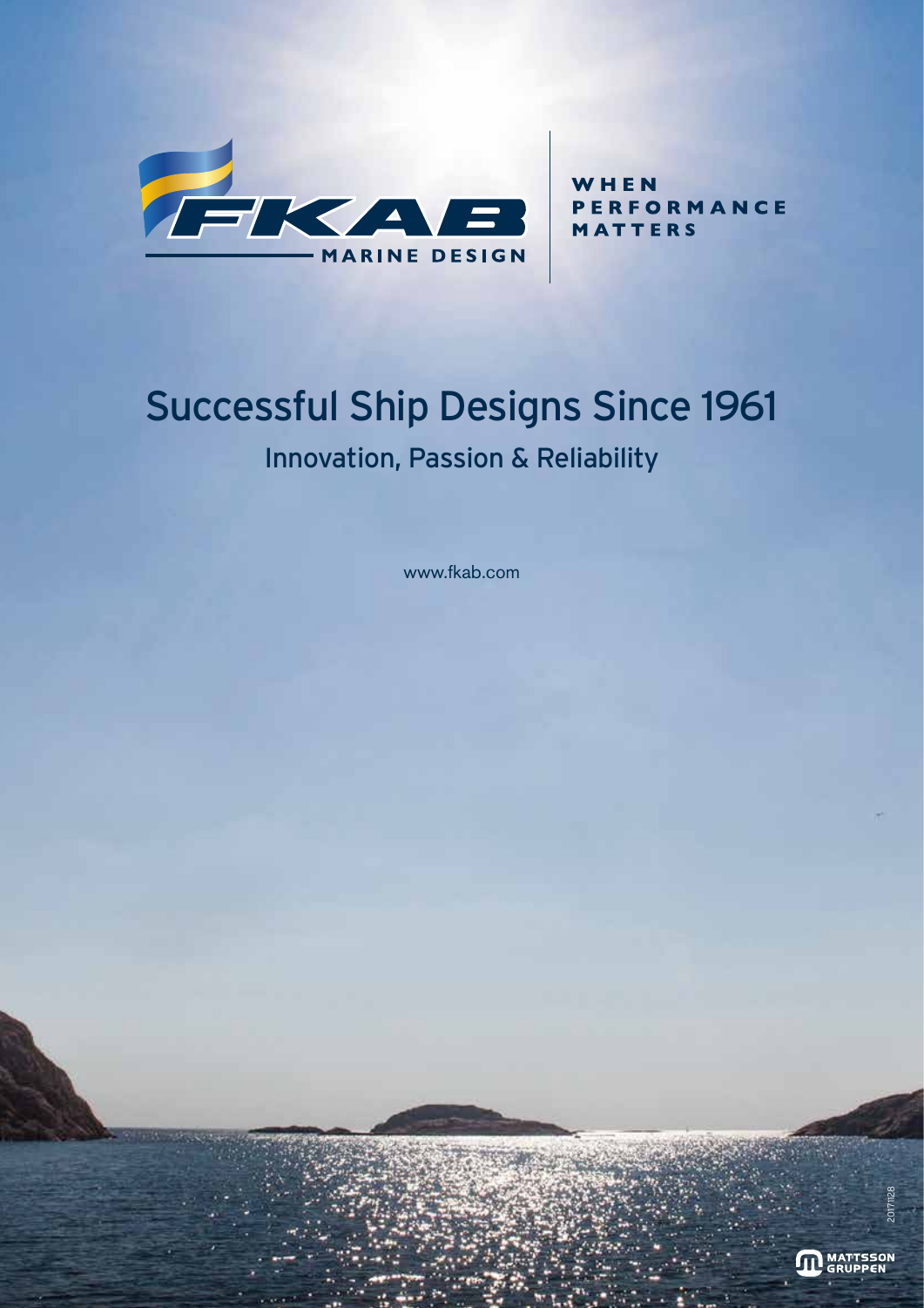FKAB MARINE DESIGN

WHEN PERFORMANCE MATTERS

# Successful Ship Designs Since 1961

## Innovation, Passion & Reliability

www.fkab.com

20171128

MATTSSON GRUPPEN